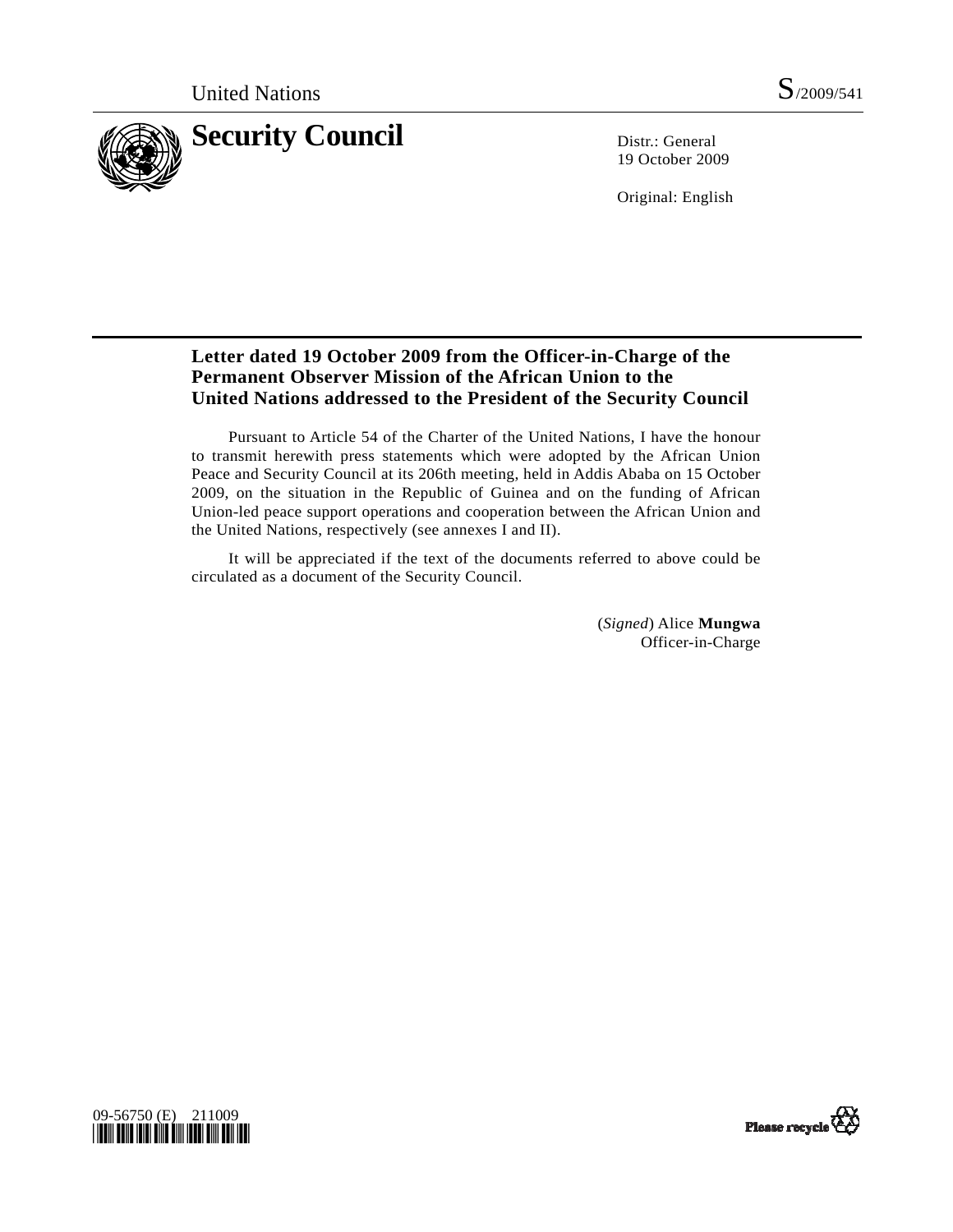United Nations S/2009/541

# Security Council

Distr.: General
19 October 2009

Original: English

## Letter dated 19 October 2009 from the Officer-in-Charge of the Permanent Observer Mission of the African Union to the United Nations addressed to the President of the Security Council

Pursuant to Article 54 of the Charter of the United Nations, I have the honour to transmit herewith press statements which were adopted by the African Union Peace and Security Council at its 206th meeting, held in Addis Ababa on 15 October 2009, on the situation in the Republic of Guinea and on the funding of African Union-led peace support operations and cooperation between the African Union and the United Nations, respectively (see annexes I and II).

It will be appreciated if the text of the documents referred to above could be circulated as a document of the Security Council.

(*Signed*) Alice **Mungwa**
Officer-in-Charge

09-56750 (E) 211009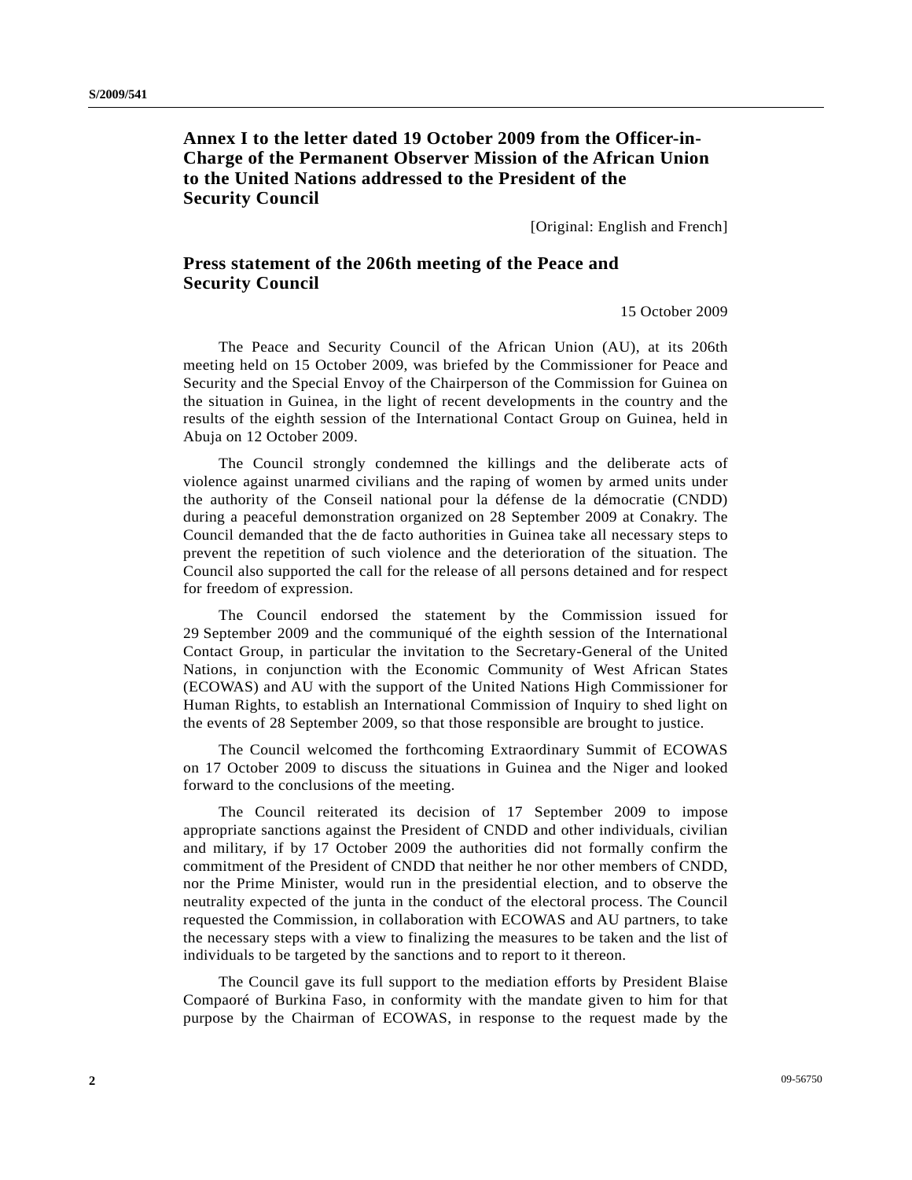## Annex I to the letter dated 19 October 2009 from the Officer-in-Charge of the Permanent Observer Mission of the African Union to the United Nations addressed to the President of the Security Council

[Original: English and French]

## Press statement of the 206th meeting of the Peace and Security Council

15 October 2009

The Peace and Security Council of the African Union (AU), at its 206th meeting held on 15 October 2009, was briefed by the Commissioner for Peace and Security and the Special Envoy of the Chairperson of the Commission for Guinea on the situation in Guinea, in the light of recent developments in the country and the results of the eighth session of the International Contact Group on Guinea, held in Abuja on 12 October 2009.

The Council strongly condemned the killings and the deliberate acts of violence against unarmed civilians and the raping of women by armed units under the authority of the Conseil national pour la défense de la démocratie (CNDD) during a peaceful demonstration organized on 28 September 2009 at Conakry. The Council demanded that the de facto authorities in Guinea take all necessary steps to prevent the repetition of such violence and the deterioration of the situation. The Council also supported the call for the release of all persons detained and for respect for freedom of expression.

The Council endorsed the statement by the Commission issued for 29 September 2009 and the communiqué of the eighth session of the International Contact Group, in particular the invitation to the Secretary-General of the United Nations, in conjunction with the Economic Community of West African States (ECOWAS) and AU with the support of the United Nations High Commissioner for Human Rights, to establish an International Commission of Inquiry to shed light on the events of 28 September 2009, so that those responsible are brought to justice.

The Council welcomed the forthcoming Extraordinary Summit of ECOWAS on 17 October 2009 to discuss the situations in Guinea and the Niger and looked forward to the conclusions of the meeting.

The Council reiterated its decision of 17 September 2009 to impose appropriate sanctions against the President of CNDD and other individuals, civilian and military, if by 17 October 2009 the authorities did not formally confirm the commitment of the President of CNDD that neither he nor other members of CNDD, nor the Prime Minister, would run in the presidential election, and to observe the neutrality expected of the junta in the conduct of the electoral process. The Council requested the Commission, in collaboration with ECOWAS and AU partners, to take the necessary steps with a view to finalizing the measures to be taken and the list of individuals to be targeted by the sanctions and to report to it thereon.

The Council gave its full support to the mediation efforts by President Blaise Compaoré of Burkina Faso, in conformity with the mandate given to him for that purpose by the Chairman of ECOWAS, in response to the request made by the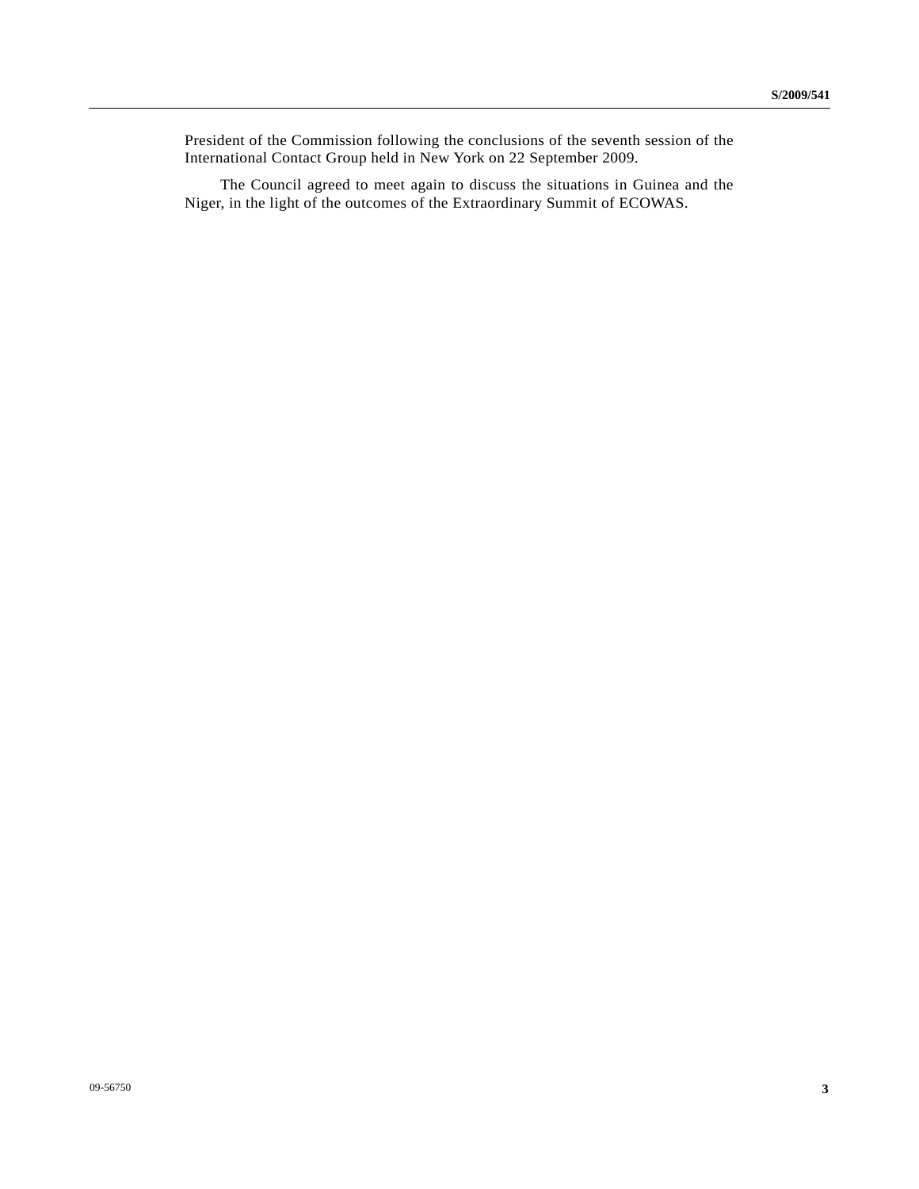President of the Commission following the conclusions of the seventh session of the International Contact Group held in New York on 22 September 2009.

The Council agreed to meet again to discuss the situations in Guinea and the Niger, in the light of the outcomes of the Extraordinary Summit of ECOWAS.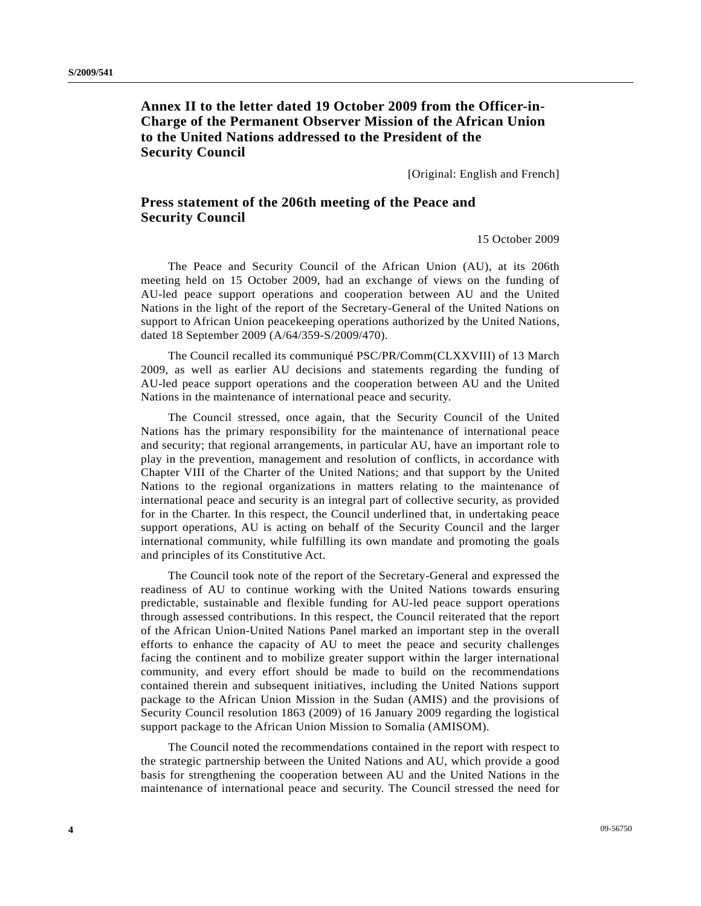## Annex II to the letter dated 19 October 2009 from the Officer-in-Charge of the Permanent Observer Mission of the African Union to the United Nations addressed to the President of the Security Council

[Original: English and French]

## Press statement of the 206th meeting of the Peace and Security Council

15 October 2009

The Peace and Security Council of the African Union (AU), at its 206th meeting held on 15 October 2009, had an exchange of views on the funding of AU-led peace support operations and cooperation between AU and the United Nations in the light of the report of the Secretary-General of the United Nations on support to African Union peacekeeping operations authorized by the United Nations, dated 18 September 2009 (A/64/359-S/2009/470).

The Council recalled its communiqué PSC/PR/Comm(CLXXVIII) of 13 March 2009, as well as earlier AU decisions and statements regarding the funding of AU-led peace support operations and the cooperation between AU and the United Nations in the maintenance of international peace and security.

The Council stressed, once again, that the Security Council of the United Nations has the primary responsibility for the maintenance of international peace and security; that regional arrangements, in particular AU, have an important role to play in the prevention, management and resolution of conflicts, in accordance with Chapter VIII of the Charter of the United Nations; and that support by the United Nations to the regional organizations in matters relating to the maintenance of international peace and security is an integral part of collective security, as provided for in the Charter. In this respect, the Council underlined that, in undertaking peace support operations, AU is acting on behalf of the Security Council and the larger international community, while fulfilling its own mandate and promoting the goals and principles of its Constitutive Act.

The Council took note of the report of the Secretary-General and expressed the readiness of AU to continue working with the United Nations towards ensuring predictable, sustainable and flexible funding for AU-led peace support operations through assessed contributions. In this respect, the Council reiterated that the report of the African Union-United Nations Panel marked an important step in the overall efforts to enhance the capacity of AU to meet the peace and security challenges facing the continent and to mobilize greater support within the larger international community, and every effort should be made to build on the recommendations contained therein and subsequent initiatives, including the United Nations support package to the African Union Mission in the Sudan (AMIS) and the provisions of Security Council resolution 1863 (2009) of 16 January 2009 regarding the logistical support package to the African Union Mission to Somalia (AMISOM).

The Council noted the recommendations contained in the report with respect to the strategic partnership between the United Nations and AU, which provide a good basis for strengthening the cooperation between AU and the United Nations in the maintenance of international peace and security. The Council stressed the need for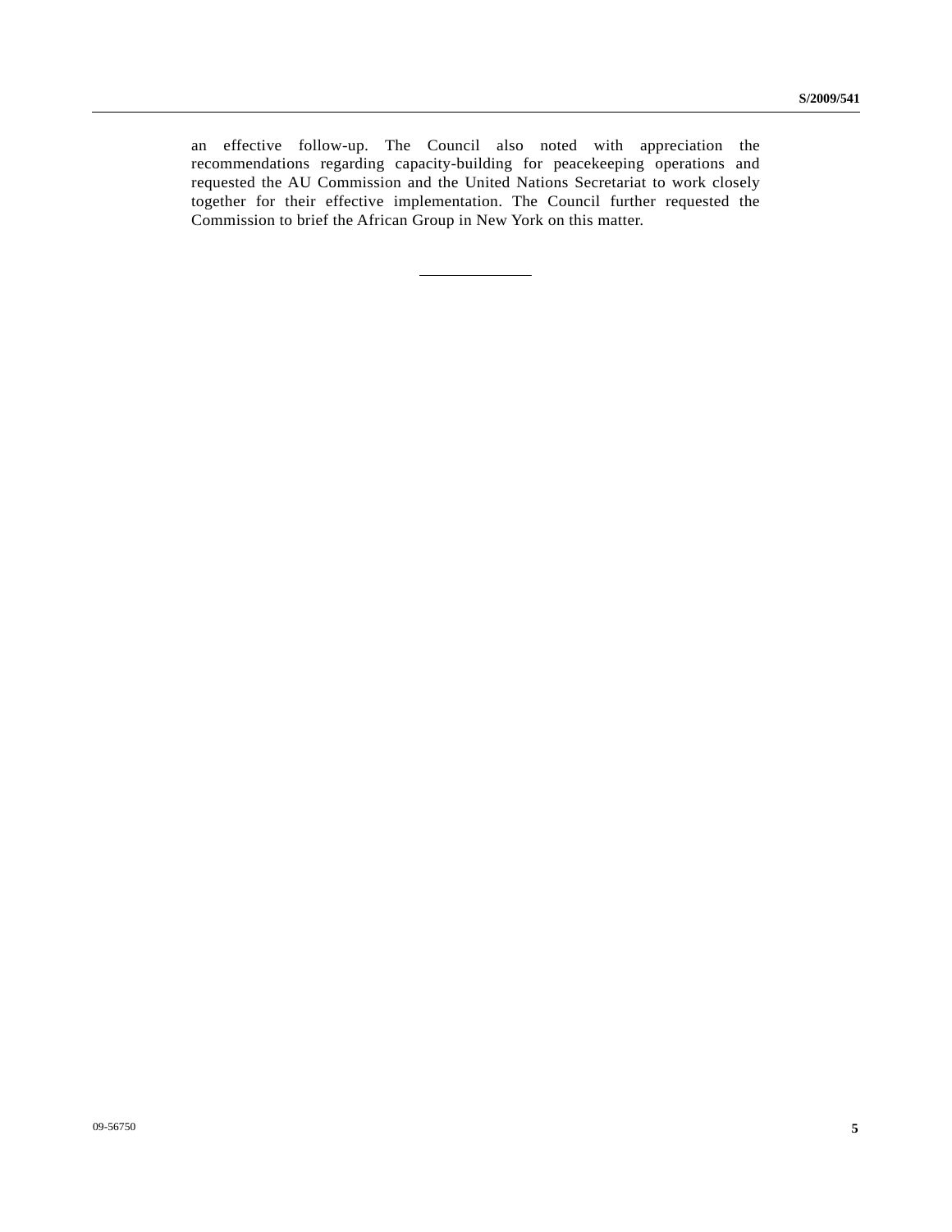an effective follow-up. The Council also noted with appreciation the recommendations regarding capacity-building for peacekeeping operations and requested the AU Commission and the United Nations Secretariat to work closely together for their effective implementation. The Council further requested the Commission to brief the African Group in New York on this matter.